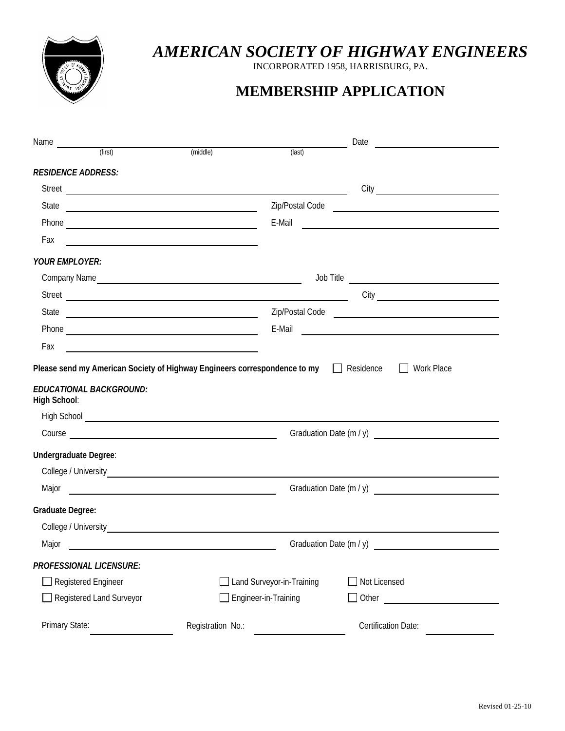# *AMERICAN SOCIETY OF HIGHWAY ENGINEERS*

INCORPORATED 1958, HARRISBURG, PA.

## MEMBERSHIP APPLICATION

Name ______________________________________________ Date ____________________
(first) (middle) (last)

***RESIDENCE ADDRESS:***

Street ______________________________________________ City ____________________

State ______________________________ Zip/Postal Code ____________________

Phone ______________________________ E-Mail ____________________

Fax ______________________________

***YOUR EMPLOYER:***

Company Name ______________________________ Job Title ____________________

Street ______________________________________________ City ____________________

State ______________________________ Zip/Postal Code ____________________

Phone ______________________________ E-Mail ____________________

Fax ______________________________

**Please send my American Society of Highway Engineers correspondence to my** ☐ Residence ☐ Work Place

***EDUCATIONAL BACKGROUND:***

**High School**:

High School ______________________________________________

Course ______________________________ Graduation Date (m / y) ____________________

**Undergraduate Degree**:

College / University ______________________________________________

Major ______________________________ Graduation Date (m / y) ____________________

**Graduate Degree:**

College / University ______________________________________________

Major ______________________________ Graduation Date (m / y) ____________________

***PROFESSIONAL LICENSURE:***

☐ Registered Engineer ☐ Land Surveyor-in-Training ☐ Not Licensed

☐ Registered Land Surveyor ☐ Engineer-in-Training ☐ Other ____________________

Primary State: ____________ Registration No.: ____________ Certification Date: ____________

Revised 01-25-10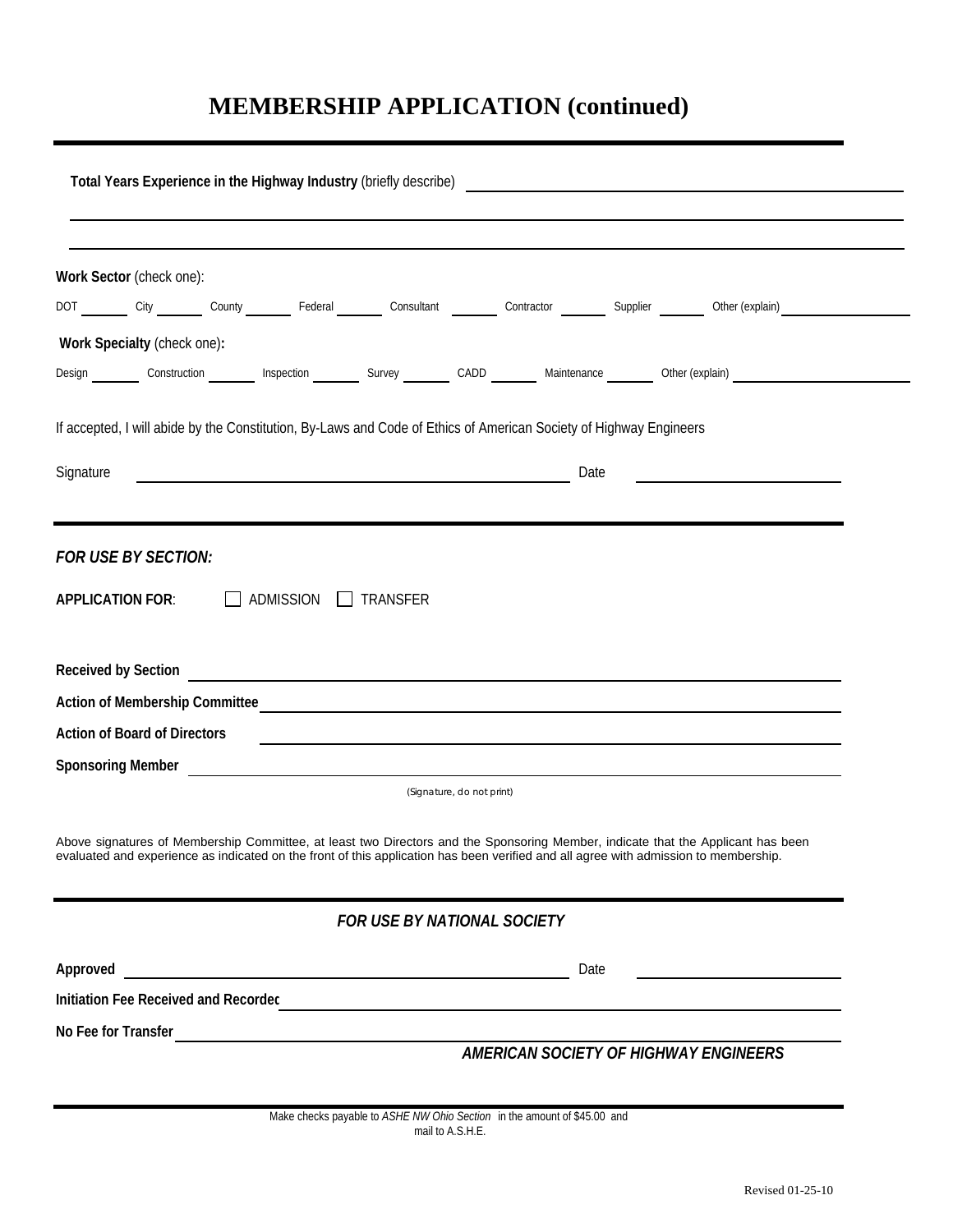# MEMBERSHIP APPLICATION (continued)

**Total Years Experience in the Highway Industry** (briefly describe) \_\_\_\_\_\_\_\_\_\_\_\_\_\_\_\_\_\_\_\_\_\_\_\_\_\_\_\_\_\_

\_\_\_\_\_\_\_\_\_\_\_\_\_\_\_\_\_\_\_\_\_\_\_\_\_\_\_\_\_\_\_\_\_\_\_\_\_\_\_\_\_\_\_\_\_\_\_\_\_\_\_\_\_\_\_\_\_\_

\_\_\_\_\_\_\_\_\_\_\_\_\_\_\_\_\_\_\_\_\_\_\_\_\_\_\_\_\_\_\_\_\_\_\_\_\_\_\_\_\_\_\_\_\_\_\_\_\_\_\_\_\_\_\_\_\_\_

**Work Sector** (check one):

DOT \_\_\_\_\_ City \_\_\_\_\_ County \_\_\_\_\_ Federal \_\_\_\_\_ Consultant \_\_\_\_\_ Contractor \_\_\_\_\_ Supplier \_\_\_\_\_ Other (explain) \_\_\_\_\_\_\_\_\_\_

**Work Specialty** (check one)**:**

Design \_\_\_\_\_ Construction \_\_\_\_\_ Inspection \_\_\_\_\_ Survey \_\_\_\_\_ CADD \_\_\_\_\_ Maintenance \_\_\_\_\_ Other (explain) \_\_\_\_\_\_\_\_\_\_

If accepted, I will abide by the Constitution, By-Laws and Code of Ethics of American Society of Highway Engineers

Signature \_\_\_\_\_\_\_\_\_\_\_\_\_\_\_\_\_\_\_\_\_\_\_\_\_\_\_\_\_\_ Date \_\_\_\_\_\_\_\_\_\_\_\_\_\_\_

***FOR USE BY SECTION:***

**APPLICATION FOR**: ☐ ADMISSION ☐ TRANSFER

**Received by Section** \_\_\_\_\_\_\_\_\_\_\_\_\_\_\_\_\_\_\_\_\_\_\_\_\_\_\_\_\_\_\_\_\_\_\_\_\_\_\_\_

**Action of Membership Committee** \_\_\_\_\_\_\_\_\_\_\_\_\_\_\_\_\_\_\_\_\_\_\_\_\_\_\_\_\_\_\_\_\_\_

**Action of Board of Directors** \_\_\_\_\_\_\_\_\_\_\_\_\_\_\_\_\_\_\_\_\_\_\_\_\_\_\_\_\_\_\_\_\_\_\_\_

**Sponsoring Member** \_\_\_\_\_\_\_\_\_\_\_\_\_\_\_\_\_\_\_\_\_\_\_\_\_\_\_\_\_\_\_\_\_\_\_\_\_\_\_\_\_

(Signature, do not print)

Above signatures of Membership Committee, at least two Directors and the Sponsoring Member, indicate that the Applicant has been evaluated and experience as indicated on the front of this application has been verified and all agree with admission to membership.

***FOR USE BY NATIONAL SOCIETY***

**Approved** \_\_\_\_\_\_\_\_\_\_\_\_\_\_\_\_\_\_\_\_\_\_\_\_\_\_\_\_\_\_ Date \_\_\_\_\_\_\_\_\_\_\_\_\_\_\_

**Initiation Fee Received and Recorded** \_\_\_\_\_\_\_\_\_\_\_\_\_\_\_\_\_\_\_\_\_\_\_\_\_\_\_\_\_\_\_

**No Fee for Transfer** \_\_\_\_\_\_\_\_\_\_\_\_\_\_\_\_\_\_\_\_\_\_\_\_\_\_\_\_\_\_\_\_\_\_\_\_\_\_\_\_\_

***AMERICAN SOCIETY OF HIGHWAY ENGINEERS***

Make checks payable to *ASHE NW Ohio Section* in the amount of $45.00 and mail to A.S.H.E.

Revised 01-25-10